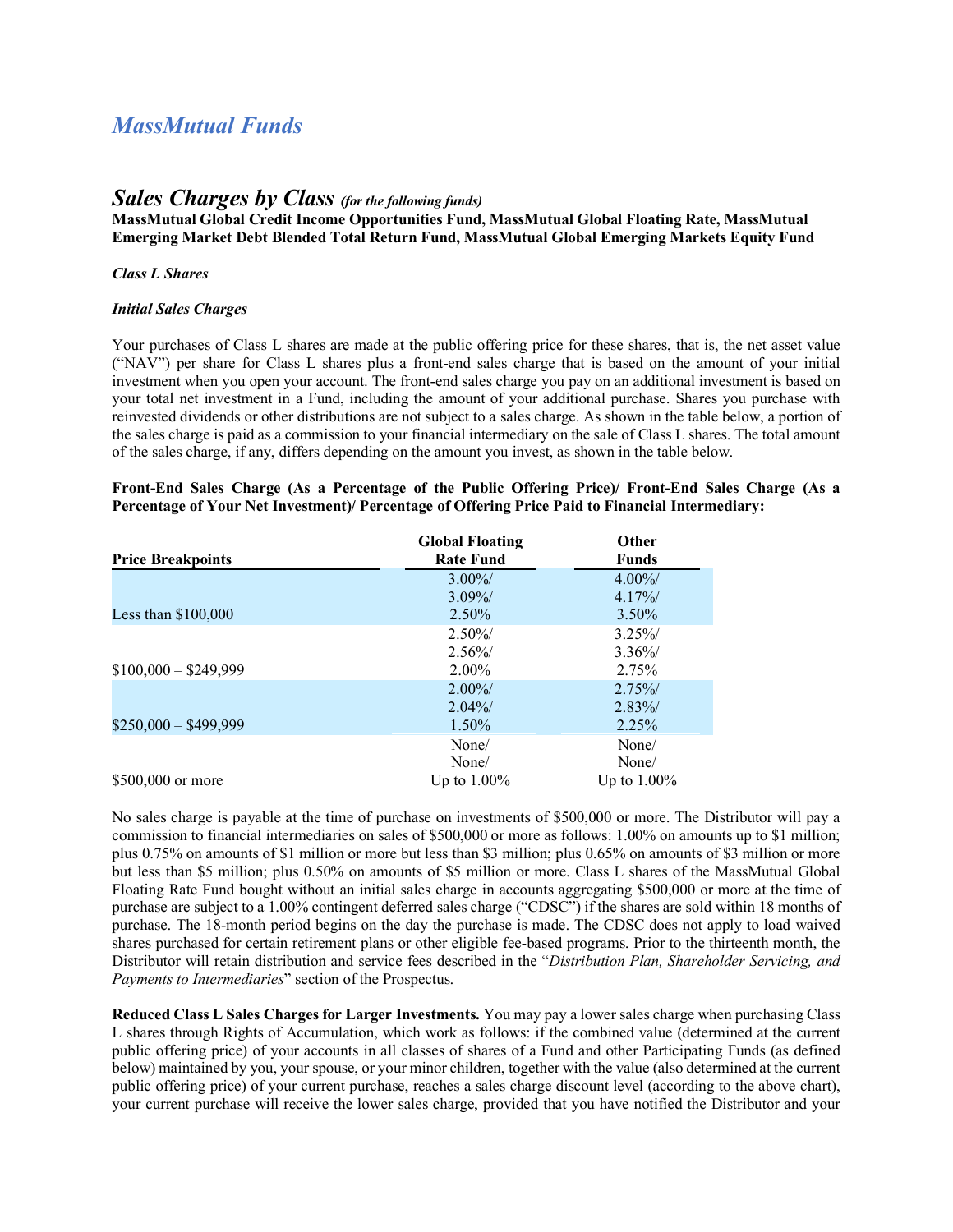# *MassMutual Funds*

## *Sales Charges by Class* *(for the following funds)*

**MassMutual Global Credit Income Opportunities Fund, MassMutual Global Floating Rate, MassMutual Emerging Market Debt Blended Total Return Fund, MassMutual Global Emerging Markets Equity Fund**

***Class L Shares***

***Initial Sales Charges***

Your purchases of Class L shares are made at the public offering price for these shares, that is, the net asset value ("NAV") per share for Class L shares plus a front-end sales charge that is based on the amount of your initial investment when you open your account. The front-end sales charge you pay on an additional investment is based on your total net investment in a Fund, including the amount of your additional purchase. Shares you purchase with reinvested dividends or other distributions are not subject to a sales charge. As shown in the table below, a portion of the sales charge is paid as a commission to your financial intermediary on the sale of Class L shares. The total amount of the sales charge, if any, differs depending on the amount you invest, as shown in the table below.

**Front-End Sales Charge (As a Percentage of the Public Offering Price)/ Front-End Sales Charge (As a Percentage of Your Net Investment)/ Percentage of Offering Price Paid to Financial Intermediary:**

| Price Breakpoints | Global Floating Rate Fund | Other Funds |
|---|---|---|
| Less than $100,000 | 3.00%/ 3.09%/ 2.50% | 4.00%/ 4.17%/ 3.50% |
| $100,000 – $249,999 | 2.50%/ 2.56%/ 2.00% | 3.25%/ 3.36%/ 2.75% |
| $250,000 – $499,999 | 2.00%/ 2.04%/ 1.50% | 2.75%/ 2.83%/ 2.25% |
| $500,000 or more | None/ None/ Up to 1.00% | None/ None/ Up to 1.00% |

No sales charge is payable at the time of purchase on investments of $500,000 or more. The Distributor will pay a commission to financial intermediaries on sales of $500,000 or more as follows: 1.00% on amounts up to $1 million; plus 0.75% on amounts of $1 million or more but less than $3 million; plus 0.65% on amounts of $3 million or more but less than $5 million; plus 0.50% on amounts of $5 million or more. Class L shares of the MassMutual Global Floating Rate Fund bought without an initial sales charge in accounts aggregating $500,000 or more at the time of purchase are subject to a 1.00% contingent deferred sales charge ("CDSC") if the shares are sold within 18 months of purchase. The 18-month period begins on the day the purchase is made. The CDSC does not apply to load waived shares purchased for certain retirement plans or other eligible fee-based programs. Prior to the thirteenth month, the Distributor will retain distribution and service fees described in the "*Distribution Plan, Shareholder Servicing, and Payments to Intermediaries*" section of the Prospectus.

**Reduced Class L Sales Charges for Larger Investments.** You may pay a lower sales charge when purchasing Class L shares through Rights of Accumulation, which work as follows: if the combined value (determined at the current public offering price) of your accounts in all classes of shares of a Fund and other Participating Funds (as defined below) maintained by you, your spouse, or your minor children, together with the value (also determined at the current public offering price) of your current purchase, reaches a sales charge discount level (according to the above chart), your current purchase will receive the lower sales charge, provided that you have notified the Distributor and your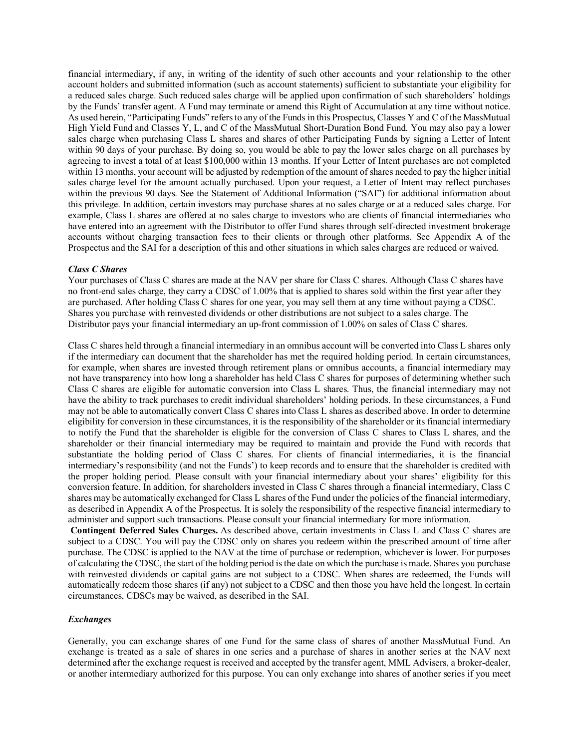financial intermediary, if any, in writing of the identity of such other accounts and your relationship to the other account holders and submitted information (such as account statements) sufficient to substantiate your eligibility for a reduced sales charge. Such reduced sales charge will be applied upon confirmation of such shareholders' holdings by the Funds' transfer agent. A Fund may terminate or amend this Right of Accumulation at any time without notice. As used herein, "Participating Funds" refers to any of the Funds in this Prospectus, Classes Y and C of the MassMutual High Yield Fund and Classes Y, L, and C of the MassMutual Short-Duration Bond Fund. You may also pay a lower sales charge when purchasing Class L shares and shares of other Participating Funds by signing a Letter of Intent within 90 days of your purchase. By doing so, you would be able to pay the lower sales charge on all purchases by agreeing to invest a total of at least $100,000 within 13 months. If your Letter of Intent purchases are not completed within 13 months, your account will be adjusted by redemption of the amount of shares needed to pay the higher initial sales charge level for the amount actually purchased. Upon your request, a Letter of Intent may reflect purchases within the previous 90 days. See the Statement of Additional Information ("SAI") for additional information about this privilege. In addition, certain investors may purchase shares at no sales charge or at a reduced sales charge. For example, Class L shares are offered at no sales charge to investors who are clients of financial intermediaries who have entered into an agreement with the Distributor to offer Fund shares through self-directed investment brokerage accounts without charging transaction fees to their clients or through other platforms. See Appendix A of the Prospectus and the SAI for a description of this and other situations in which sales charges are reduced or waived.

***Class C Shares***

Your purchases of Class C shares are made at the NAV per share for Class C shares. Although Class C shares have no front-end sales charge, they carry a CDSC of 1.00% that is applied to shares sold within the first year after they are purchased. After holding Class C shares for one year, you may sell them at any time without paying a CDSC. Shares you purchase with reinvested dividends or other distributions are not subject to a sales charge. The Distributor pays your financial intermediary an up-front commission of 1.00% on sales of Class C shares.

Class C shares held through a financial intermediary in an omnibus account will be converted into Class L shares only if the intermediary can document that the shareholder has met the required holding period. In certain circumstances, for example, when shares are invested through retirement plans or omnibus accounts, a financial intermediary may not have transparency into how long a shareholder has held Class C shares for purposes of determining whether such Class C shares are eligible for automatic conversion into Class L shares. Thus, the financial intermediary may not have the ability to track purchases to credit individual shareholders' holding periods. In these circumstances, a Fund may not be able to automatically convert Class C shares into Class L shares as described above. In order to determine eligibility for conversion in these circumstances, it is the responsibility of the shareholder or its financial intermediary to notify the Fund that the shareholder is eligible for the conversion of Class C shares to Class L shares, and the shareholder or their financial intermediary may be required to maintain and provide the Fund with records that substantiate the holding period of Class C shares. For clients of financial intermediaries, it is the financial intermediary's responsibility (and not the Funds') to keep records and to ensure that the shareholder is credited with the proper holding period. Please consult with your financial intermediary about your shares' eligibility for this conversion feature. In addition, for shareholders invested in Class C shares through a financial intermediary, Class C shares may be automatically exchanged for Class L shares of the Fund under the policies of the financial intermediary, as described in Appendix A of the Prospectus. It is solely the responsibility of the respective financial intermediary to administer and support such transactions. Please consult your financial intermediary for more information.

**Contingent Deferred Sales Charges.** As described above, certain investments in Class L and Class C shares are subject to a CDSC. You will pay the CDSC only on shares you redeem within the prescribed amount of time after purchase. The CDSC is applied to the NAV at the time of purchase or redemption, whichever is lower. For purposes of calculating the CDSC, the start of the holding period is the date on which the purchase is made. Shares you purchase with reinvested dividends or capital gains are not subject to a CDSC. When shares are redeemed, the Funds will automatically redeem those shares (if any) not subject to a CDSC and then those you have held the longest. In certain circumstances, CDSCs may be waived, as described in the SAI.

***Exchanges***

Generally, you can exchange shares of one Fund for the same class of shares of another MassMutual Fund. An exchange is treated as a sale of shares in one series and a purchase of shares in another series at the NAV next determined after the exchange request is received and accepted by the transfer agent, MML Advisers, a broker-dealer, or another intermediary authorized for this purpose. You can only exchange into shares of another series if you meet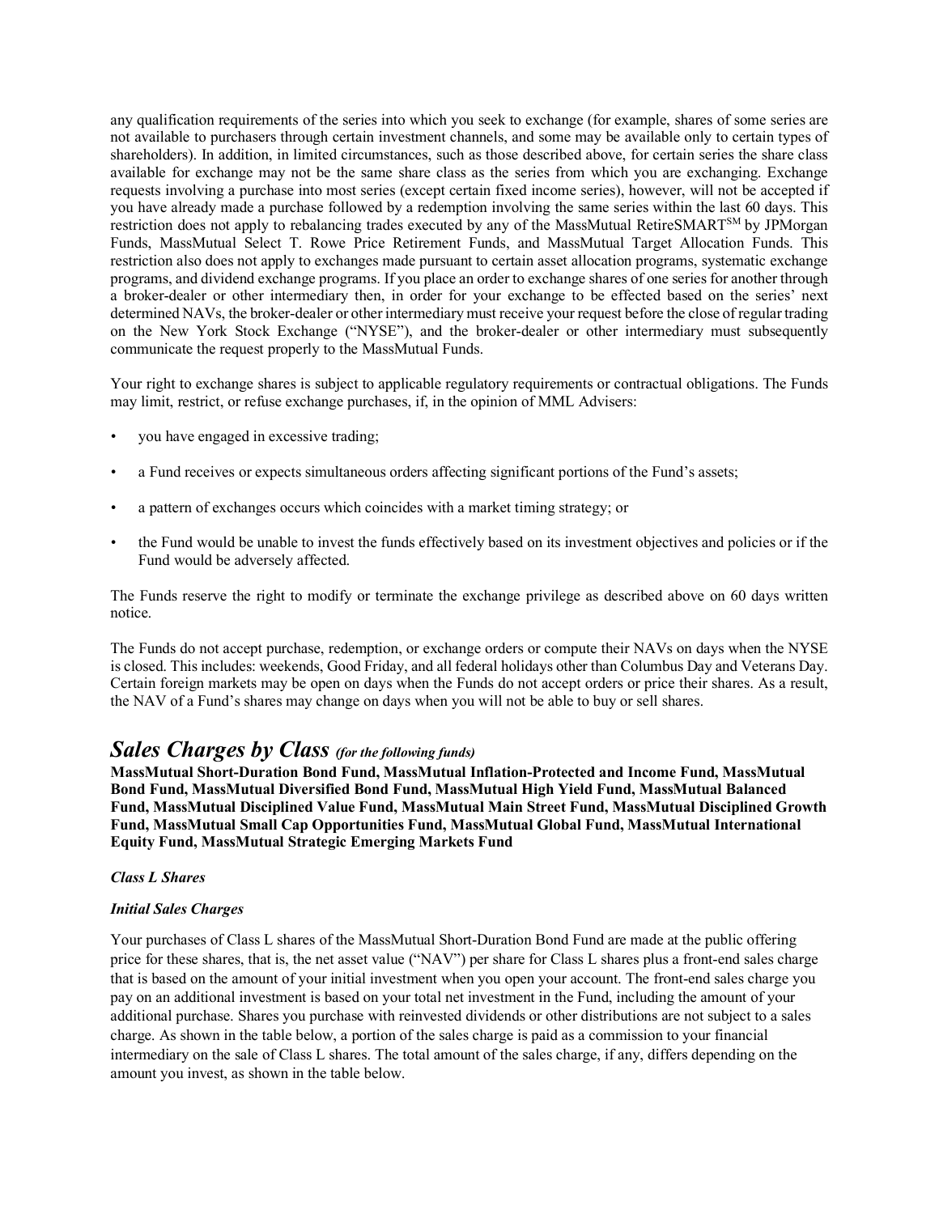any qualification requirements of the series into which you seek to exchange (for example, shares of some series are not available to purchasers through certain investment channels, and some may be available only to certain types of shareholders). In addition, in limited circumstances, such as those described above, for certain series the share class available for exchange may not be the same share class as the series from which you are exchanging. Exchange requests involving a purchase into most series (except certain fixed income series), however, will not be accepted if you have already made a purchase followed by a redemption involving the same series within the last 60 days. This restriction does not apply to rebalancing trades executed by any of the MassMutual RetireSMART[SM] by JPMorgan Funds, MassMutual Select T. Rowe Price Retirement Funds, and MassMutual Target Allocation Funds. This restriction also does not apply to exchanges made pursuant to certain asset allocation programs, systematic exchange programs, and dividend exchange programs. If you place an order to exchange shares of one series for another through a broker-dealer or other intermediary then, in order for your exchange to be effected based on the series' next determined NAVs, the broker-dealer or other intermediary must receive your request before the close of regular trading on the New York Stock Exchange ("NYSE"), and the broker-dealer or other intermediary must subsequently communicate the request properly to the MassMutual Funds.

Your right to exchange shares is subject to applicable regulatory requirements or contractual obligations. The Funds may limit, restrict, or refuse exchange purchases, if, in the opinion of MML Advisers:

- you have engaged in excessive trading;
- a Fund receives or expects simultaneous orders affecting significant portions of the Fund's assets;
- a pattern of exchanges occurs which coincides with a market timing strategy; or
- the Fund would be unable to invest the funds effectively based on its investment objectives and policies or if the Fund would be adversely affected.

The Funds reserve the right to modify or terminate the exchange privilege as described above on 60 days written notice.

The Funds do not accept purchase, redemption, or exchange orders or compute their NAVs on days when the NYSE is closed. This includes: weekends, Good Friday, and all federal holidays other than Columbus Day and Veterans Day. Certain foreign markets may be open on days when the Funds do not accept orders or price their shares. As a result, the NAV of a Fund's shares may change on days when you will not be able to buy or sell shares.

## *Sales Charges by Class* *(for the following funds)*

**MassMutual Short-Duration Bond Fund, MassMutual Inflation-Protected and Income Fund, MassMutual Bond Fund, MassMutual Diversified Bond Fund, MassMutual High Yield Fund, MassMutual Balanced Fund, MassMutual Disciplined Value Fund, MassMutual Main Street Fund, MassMutual Disciplined Growth Fund, MassMutual Small Cap Opportunities Fund, MassMutual Global Fund, MassMutual International Equity Fund, MassMutual Strategic Emerging Markets Fund**

***Class L Shares***

***Initial Sales Charges***

Your purchases of Class L shares of the MassMutual Short-Duration Bond Fund are made at the public offering price for these shares, that is, the net asset value ("NAV") per share for Class L shares plus a front-end sales charge that is based on the amount of your initial investment when you open your account. The front-end sales charge you pay on an additional investment is based on your total net investment in the Fund, including the amount of your additional purchase. Shares you purchase with reinvested dividends or other distributions are not subject to a sales charge. As shown in the table below, a portion of the sales charge is paid as a commission to your financial intermediary on the sale of Class L shares. The total amount of the sales charge, if any, differs depending on the amount you invest, as shown in the table below.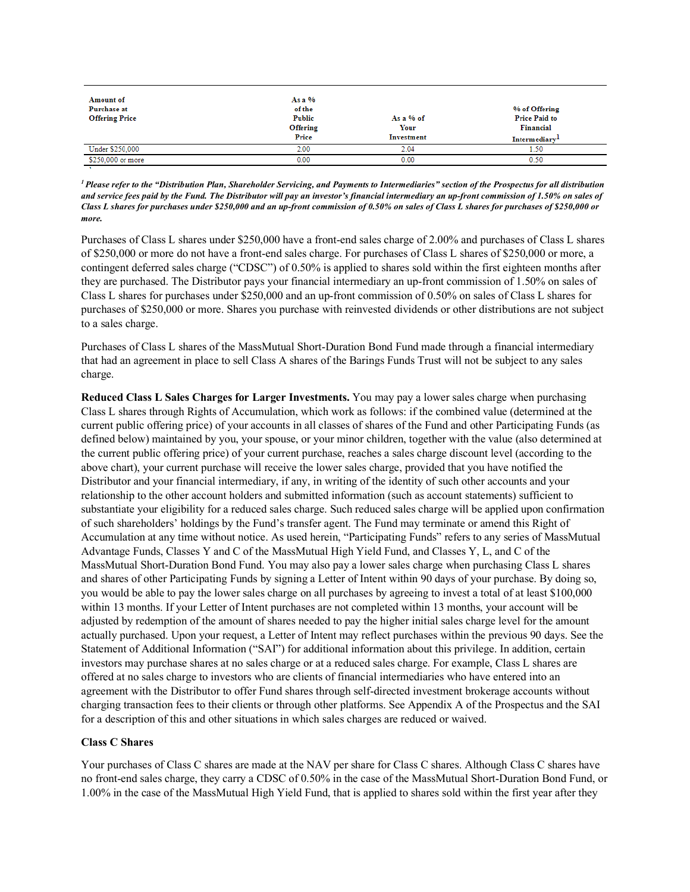| Amount of Purchase at Offering Price | As a % of the Public Offering Price | As a % of Your Investment | % of Offering Price Paid to Financial Intermediary[1] |
|---|---|---|---|
| Under $250,000 | 2.00 | 2.04 | 1.50 |
| $250,000 or more | 0.00 | 0.00 | 0.50 |

***[1] Please refer to the "Distribution Plan, Shareholder Servicing, and Payments to Intermediaries" section of the Prospectus for all distribution and service fees paid by the Fund. The Distributor will pay an investor's financial intermediary an up-front commission of 1.50% on sales of Class L shares for purchases under $250,000 and an up-front commission of 0.50% on sales of Class L shares for purchases of $250,000 or more.***

Purchases of Class L shares under $250,000 have a front-end sales charge of 2.00% and purchases of Class L shares of $250,000 or more do not have a front-end sales charge. For purchases of Class L shares of $250,000 or more, a contingent deferred sales charge ("CDSC") of 0.50% is applied to shares sold within the first eighteen months after they are purchased. The Distributor pays your financial intermediary an up-front commission of 1.50% on sales of Class L shares for purchases under $250,000 and an up-front commission of 0.50% on sales of Class L shares for purchases of $250,000 or more. Shares you purchase with reinvested dividends or other distributions are not subject to a sales charge.

Purchases of Class L shares of the MassMutual Short-Duration Bond Fund made through a financial intermediary that had an agreement in place to sell Class A shares of the Barings Funds Trust will not be subject to any sales charge.

**Reduced Class L Sales Charges for Larger Investments.** You may pay a lower sales charge when purchasing Class L shares through Rights of Accumulation, which work as follows: if the combined value (determined at the current public offering price) of your accounts in all classes of shares of the Fund and other Participating Funds (as defined below) maintained by you, your spouse, or your minor children, together with the value (also determined at the current public offering price) of your current purchase, reaches a sales charge discount level (according to the above chart), your current purchase will receive the lower sales charge, provided that you have notified the Distributor and your financial intermediary, if any, in writing of the identity of such other accounts and your relationship to the other account holders and submitted information (such as account statements) sufficient to substantiate your eligibility for a reduced sales charge. Such reduced sales charge will be applied upon confirmation of such shareholders' holdings by the Fund's transfer agent. The Fund may terminate or amend this Right of Accumulation at any time without notice. As used herein, "Participating Funds" refers to any series of MassMutual Advantage Funds, Classes Y and C of the MassMutual High Yield Fund, and Classes Y, L, and C of the MassMutual Short-Duration Bond Fund. You may also pay a lower sales charge when purchasing Class L shares and shares of other Participating Funds by signing a Letter of Intent within 90 days of your purchase. By doing so, you would be able to pay the lower sales charge on all purchases by agreeing to invest a total of at least $100,000 within 13 months. If your Letter of Intent purchases are not completed within 13 months, your account will be adjusted by redemption of the amount of shares needed to pay the higher initial sales charge level for the amount actually purchased. Upon your request, a Letter of Intent may reflect purchases within the previous 90 days. See the Statement of Additional Information ("SAI") for additional information about this privilege. In addition, certain investors may purchase shares at no sales charge or at a reduced sales charge. For example, Class L shares are offered at no sales charge to investors who are clients of financial intermediaries who have entered into an agreement with the Distributor to offer Fund shares through self-directed investment brokerage accounts without charging transaction fees to their clients or through other platforms. See Appendix A of the Prospectus and the SAI for a description of this and other situations in which sales charges are reduced or waived.

**Class C Shares**

Your purchases of Class C shares are made at the NAV per share for Class C shares. Although Class C shares have no front-end sales charge, they carry a CDSC of 0.50% in the case of the MassMutual Short-Duration Bond Fund, or 1.00% in the case of the MassMutual High Yield Fund, that is applied to shares sold within the first year after they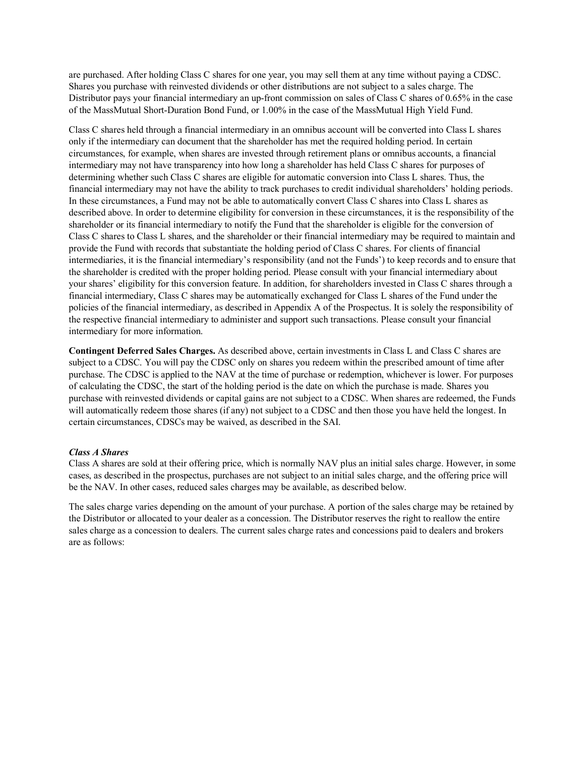are purchased. After holding Class C shares for one year, you may sell them at any time without paying a CDSC. Shares you purchase with reinvested dividends or other distributions are not subject to a sales charge. The Distributor pays your financial intermediary an up-front commission on sales of Class C shares of 0.65% in the case of the MassMutual Short-Duration Bond Fund, or 1.00% in the case of the MassMutual High Yield Fund.

Class C shares held through a financial intermediary in an omnibus account will be converted into Class L shares only if the intermediary can document that the shareholder has met the required holding period. In certain circumstances, for example, when shares are invested through retirement plans or omnibus accounts, a financial intermediary may not have transparency into how long a shareholder has held Class C shares for purposes of determining whether such Class C shares are eligible for automatic conversion into Class L shares. Thus, the financial intermediary may not have the ability to track purchases to credit individual shareholders' holding periods. In these circumstances, a Fund may not be able to automatically convert Class C shares into Class L shares as described above. In order to determine eligibility for conversion in these circumstances, it is the responsibility of the shareholder or its financial intermediary to notify the Fund that the shareholder is eligible for the conversion of Class C shares to Class L shares, and the shareholder or their financial intermediary may be required to maintain and provide the Fund with records that substantiate the holding period of Class C shares. For clients of financial intermediaries, it is the financial intermediary's responsibility (and not the Funds') to keep records and to ensure that the shareholder is credited with the proper holding period. Please consult with your financial intermediary about your shares' eligibility for this conversion feature. In addition, for shareholders invested in Class C shares through a financial intermediary, Class C shares may be automatically exchanged for Class L shares of the Fund under the policies of the financial intermediary, as described in Appendix A of the Prospectus. It is solely the responsibility of the respective financial intermediary to administer and support such transactions. Please consult your financial intermediary for more information.

**Contingent Deferred Sales Charges.** As described above, certain investments in Class L and Class C shares are subject to a CDSC. You will pay the CDSC only on shares you redeem within the prescribed amount of time after purchase. The CDSC is applied to the NAV at the time of purchase or redemption, whichever is lower. For purposes of calculating the CDSC, the start of the holding period is the date on which the purchase is made. Shares you purchase with reinvested dividends or capital gains are not subject to a CDSC. When shares are redeemed, the Funds will automatically redeem those shares (if any) not subject to a CDSC and then those you have held the longest. In certain circumstances, CDSCs may be waived, as described in the SAI.

***Class A Shares***

Class A shares are sold at their offering price, which is normally NAV plus an initial sales charge. However, in some cases, as described in the prospectus, purchases are not subject to an initial sales charge, and the offering price will be the NAV. In other cases, reduced sales charges may be available, as described below.

The sales charge varies depending on the amount of your purchase. A portion of the sales charge may be retained by the Distributor or allocated to your dealer as a concession. The Distributor reserves the right to reallow the entire sales charge as a concession to dealers. The current sales charge rates and concessions paid to dealers and brokers are as follows: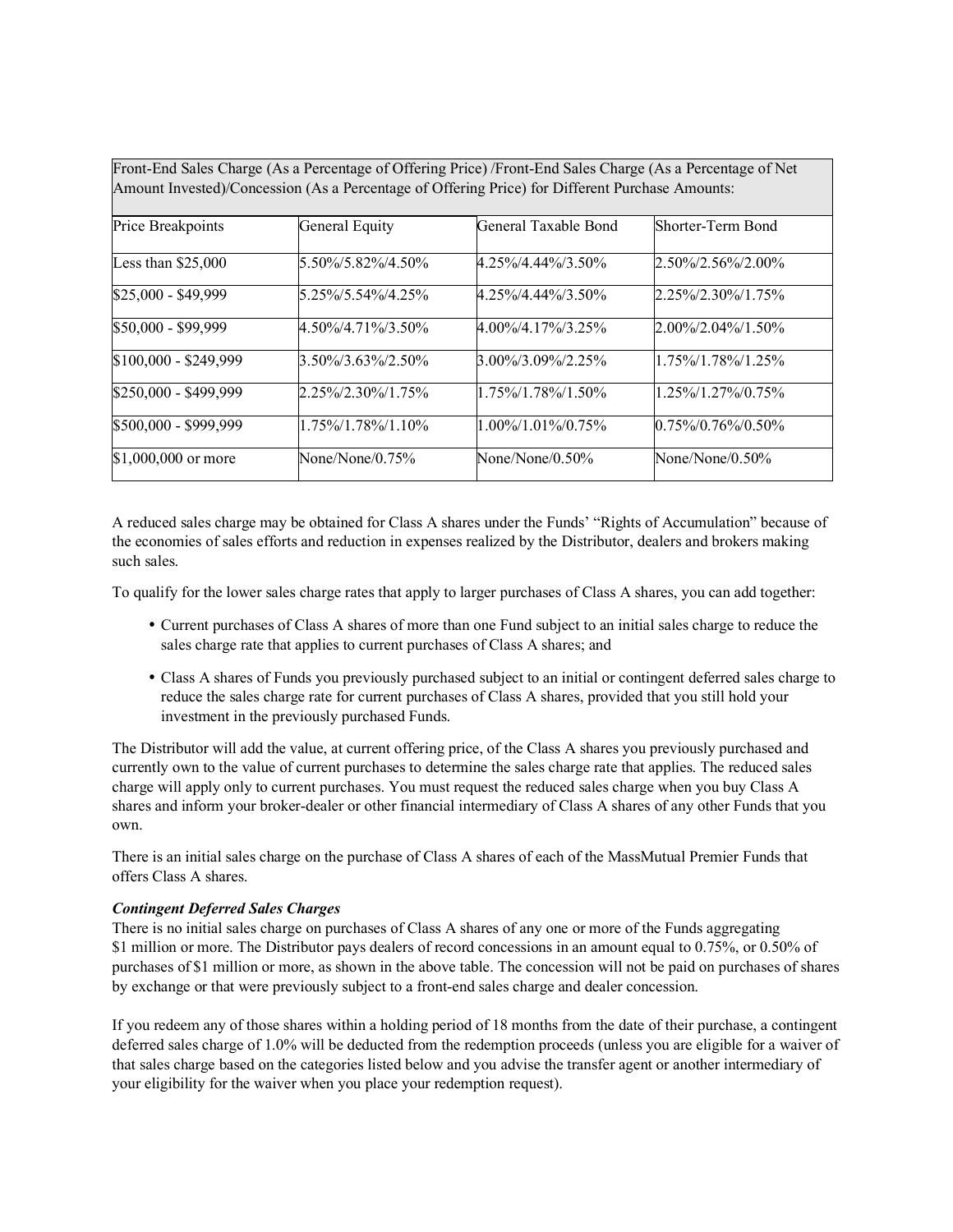| Front-End Sales Charge (As a Percentage of Offering Price) /Front-End Sales Charge (As a Percentage of Net Amount Invested)/Concession (As a Percentage of Offering Price) for Different Purchase Amounts: | | | |
|---|---|---|---|
| Price Breakpoints | General Equity | General Taxable Bond | Shorter-Term Bond |
| Less than $25,000 | 5.50%/5.82%/4.50% | 4.25%/4.44%/3.50% | 2.50%/2.56%/2.00% |
| $25,000 - $49,999 | 5.25%/5.54%/4.25% | 4.25%/4.44%/3.50% | 2.25%/2.30%/1.75% |
| $50,000 - $99,999 | 4.50%/4.71%/3.50% | 4.00%/4.17%/3.25% | 2.00%/2.04%/1.50% |
| $100,000 - $249,999 | 3.50%/3.63%/2.50% | 3.00%/3.09%/2.25% | 1.75%/1.78%/1.25% |
| $250,000 - $499,999 | 2.25%/2.30%/1.75% | 1.75%/1.78%/1.50% | 1.25%/1.27%/0.75% |
| $500,000 - $999,999 | 1.75%/1.78%/1.10% | 1.00%/1.01%/0.75% | 0.75%/0.76%/0.50% |
| $1,000,000 or more | None/None/0.75% | None/None/0.50% | None/None/0.50% |

A reduced sales charge may be obtained for Class A shares under the Funds' "Rights of Accumulation" because of the economies of sales efforts and reduction in expenses realized by the Distributor, dealers and brokers making such sales.

To qualify for the lower sales charge rates that apply to larger purchases of Class A shares, you can add together:

- Current purchases of Class A shares of more than one Fund subject to an initial sales charge to reduce the sales charge rate that applies to current purchases of Class A shares; and
- Class A shares of Funds you previously purchased subject to an initial or contingent deferred sales charge to reduce the sales charge rate for current purchases of Class A shares, provided that you still hold your investment in the previously purchased Funds.

The Distributor will add the value, at current offering price, of the Class A shares you previously purchased and currently own to the value of current purchases to determine the sales charge rate that applies. The reduced sales charge will apply only to current purchases. You must request the reduced sales charge when you buy Class A shares and inform your broker-dealer or other financial intermediary of Class A shares of any other Funds that you own.

There is an initial sales charge on the purchase of Class A shares of each of the MassMutual Premier Funds that offers Class A shares.

***Contingent Deferred Sales Charges***

There is no initial sales charge on purchases of Class A shares of any one or more of the Funds aggregating $1 million or more. The Distributor pays dealers of record concessions in an amount equal to 0.75%, or 0.50% of purchases of $1 million or more, as shown in the above table. The concession will not be paid on purchases of shares by exchange or that were previously subject to a front-end sales charge and dealer concession.

If you redeem any of those shares within a holding period of 18 months from the date of their purchase, a contingent deferred sales charge of 1.0% will be deducted from the redemption proceeds (unless you are eligible for a waiver of that sales charge based on the categories listed below and you advise the transfer agent or another intermediary of your eligibility for the waiver when you place your redemption request).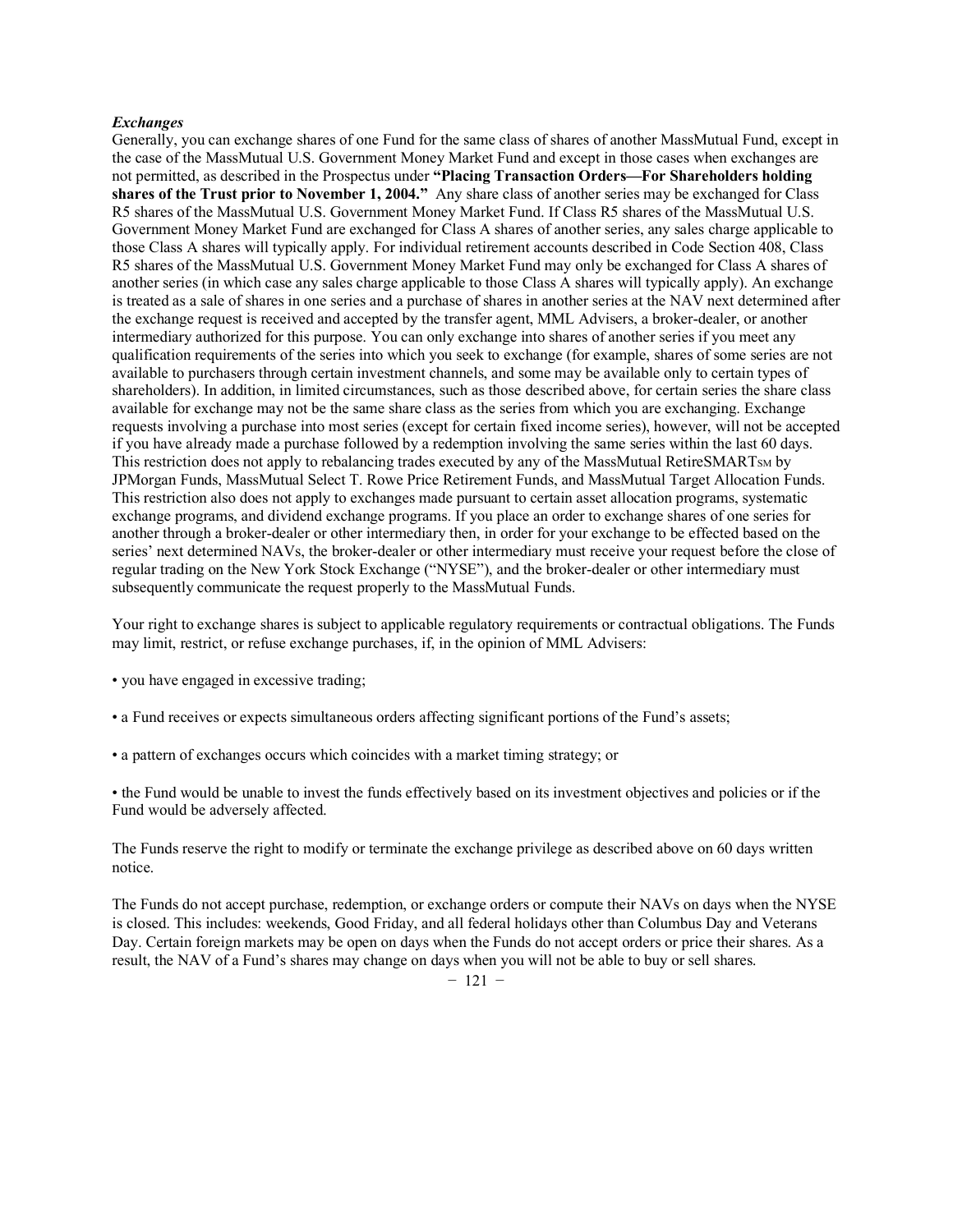***Exchanges***

Generally, you can exchange shares of one Fund for the same class of shares of another MassMutual Fund, except in the case of the MassMutual U.S. Government Money Market Fund and except in those cases when exchanges are not permitted, as described in the Prospectus under **"Placing Transaction Orders—For Shareholders holding shares of the Trust prior to November 1, 2004."** Any share class of another series may be exchanged for Class R5 shares of the MassMutual U.S. Government Money Market Fund. If Class R5 shares of the MassMutual U.S. Government Money Market Fund are exchanged for Class A shares of another series, any sales charge applicable to those Class A shares will typically apply. For individual retirement accounts described in Code Section 408, Class R5 shares of the MassMutual U.S. Government Money Market Fund may only be exchanged for Class A shares of another series (in which case any sales charge applicable to those Class A shares will typically apply). An exchange is treated as a sale of shares in one series and a purchase of shares in another series at the NAV next determined after the exchange request is received and accepted by the transfer agent, MML Advisers, a broker-dealer, or another intermediary authorized for this purpose. You can only exchange into shares of another series if you meet any qualification requirements of the series into which you seek to exchange (for example, shares of some series are not available to purchasers through certain investment channels, and some may be available only to certain types of shareholders). In addition, in limited circumstances, such as those described above, for certain series the share class available for exchange may not be the same share class as the series from which you are exchanging. Exchange requests involving a purchase into most series (except for certain fixed income series), however, will not be accepted if you have already made a purchase followed by a redemption involving the same series within the last 60 days. This restriction does not apply to rebalancing trades executed by any of the MassMutual RetireSMARTSM by JPMorgan Funds, MassMutual Select T. Rowe Price Retirement Funds, and MassMutual Target Allocation Funds. This restriction also does not apply to exchanges made pursuant to certain asset allocation programs, systematic exchange programs, and dividend exchange programs. If you place an order to exchange shares of one series for another through a broker-dealer or other intermediary then, in order for your exchange to be effected based on the series' next determined NAVs, the broker-dealer or other intermediary must receive your request before the close of regular trading on the New York Stock Exchange ("NYSE"), and the broker-dealer or other intermediary must subsequently communicate the request properly to the MassMutual Funds.

Your right to exchange shares is subject to applicable regulatory requirements or contractual obligations. The Funds may limit, restrict, or refuse exchange purchases, if, in the opinion of MML Advisers:

- you have engaged in excessive trading;
- a Fund receives or expects simultaneous orders affecting significant portions of the Fund's assets;
- a pattern of exchanges occurs which coincides with a market timing strategy; or
- the Fund would be unable to invest the funds effectively based on its investment objectives and policies or if the Fund would be adversely affected.

The Funds reserve the right to modify or terminate the exchange privilege as described above on 60 days written notice.

The Funds do not accept purchase, redemption, or exchange orders or compute their NAVs on days when the NYSE is closed. This includes: weekends, Good Friday, and all federal holidays other than Columbus Day and Veterans Day. Certain foreign markets may be open on days when the Funds do not accept orders or price their shares. As a result, the NAV of a Fund's shares may change on days when you will not be able to buy or sell shares.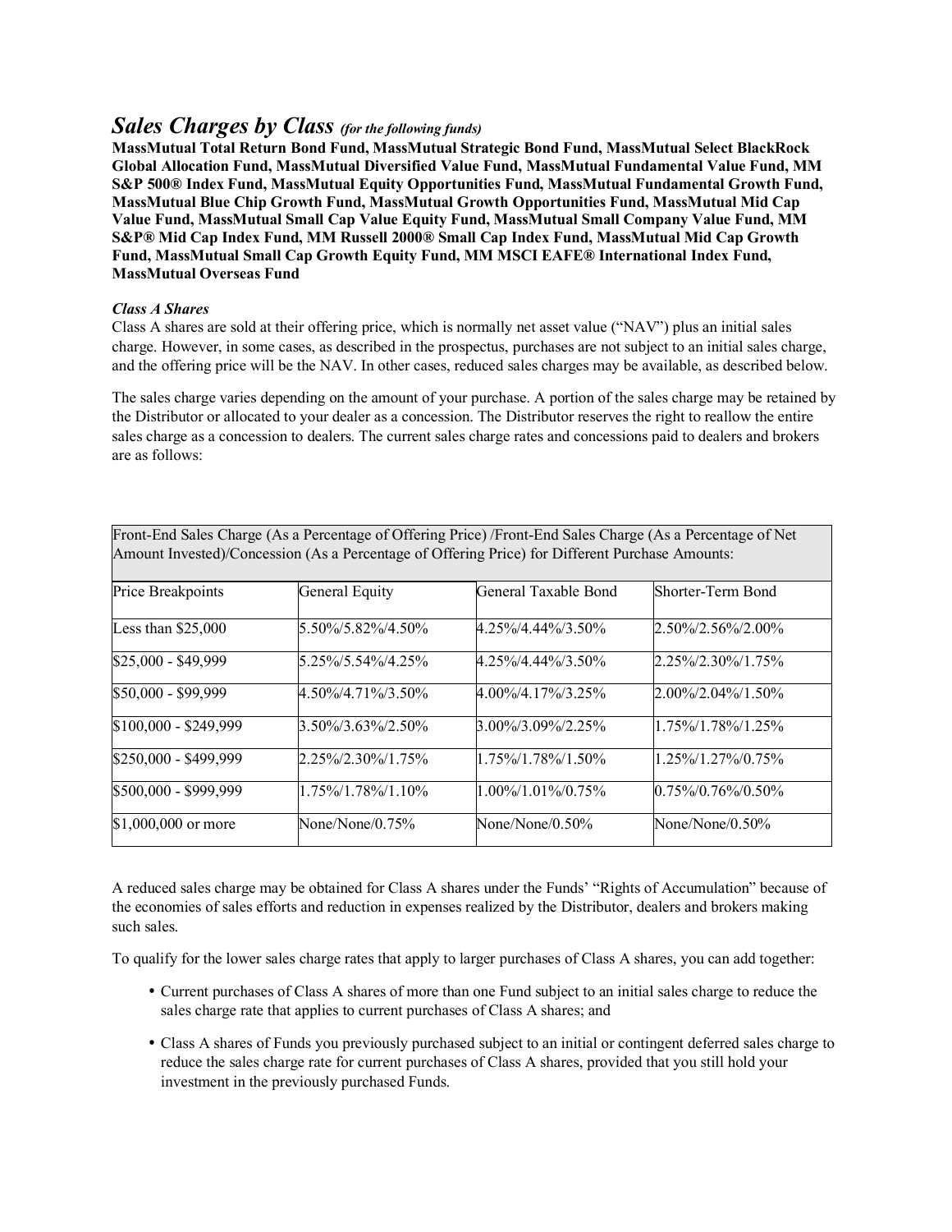## *Sales Charges by Class* *(for the following funds)*

**MassMutual Total Return Bond Fund, MassMutual Strategic Bond Fund, MassMutual Select BlackRock Global Allocation Fund, MassMutual Diversified Value Fund, MassMutual Fundamental Value Fund, MM S&P 500® Index Fund, MassMutual Equity Opportunities Fund, MassMutual Fundamental Growth Fund, MassMutual Blue Chip Growth Fund, MassMutual Growth Opportunities Fund, MassMutual Mid Cap Value Fund, MassMutual Small Cap Value Equity Fund, MassMutual Small Company Value Fund, MM S&P® Mid Cap Index Fund, MM Russell 2000® Small Cap Index Fund, MassMutual Mid Cap Growth Fund, MassMutual Small Cap Growth Equity Fund, MM MSCI EAFE® International Index Fund, MassMutual Overseas Fund**

***Class A Shares***

Class A shares are sold at their offering price, which is normally net asset value ("NAV") plus an initial sales charge. However, in some cases, as described in the prospectus, purchases are not subject to an initial sales charge, and the offering price will be the NAV. In other cases, reduced sales charges may be available, as described below.

The sales charge varies depending on the amount of your purchase. A portion of the sales charge may be retained by the Distributor or allocated to your dealer as a concession. The Distributor reserves the right to reallow the entire sales charge as a concession to dealers. The current sales charge rates and concessions paid to dealers and brokers are as follows:

| Front-End Sales Charge (As a Percentage of Offering Price) /Front-End Sales Charge (As a Percentage of Net Amount Invested)/Concession (As a Percentage of Offering Price) for Different Purchase Amounts: | | | |
|---|---|---|---|
| Price Breakpoints | General Equity | General Taxable Bond | Shorter-Term Bond |
| Less than $25,000 | 5.50%/5.82%/4.50% | 4.25%/4.44%/3.50% | 2.50%/2.56%/2.00% |
| $25,000 - $49,999 | 5.25%/5.54%/4.25% | 4.25%/4.44%/3.50% | 2.25%/2.30%/1.75% |
| $50,000 - $99,999 | 4.50%/4.71%/3.50% | 4.00%/4.17%/3.25% | 2.00%/2.04%/1.50% |
| $100,000 - $249,999 | 3.50%/3.63%/2.50% | 3.00%/3.09%/2.25% | 1.75%/1.78%/1.25% |
| $250,000 - $499,999 | 2.25%/2.30%/1.75% | 1.75%/1.78%/1.50% | 1.25%/1.27%/0.75% |
| $500,000 - $999,999 | 1.75%/1.78%/1.10% | 1.00%/1.01%/0.75% | 0.75%/0.76%/0.50% |
| $1,000,000 or more | None/None/0.75% | None/None/0.50% | None/None/0.50% |

A reduced sales charge may be obtained for Class A shares under the Funds' "Rights of Accumulation" because of the economies of sales efforts and reduction in expenses realized by the Distributor, dealers and brokers making such sales.

To qualify for the lower sales charge rates that apply to larger purchases of Class A shares, you can add together:

- Current purchases of Class A shares of more than one Fund subject to an initial sales charge to reduce the sales charge rate that applies to current purchases of Class A shares; and
- Class A shares of Funds you previously purchased subject to an initial or contingent deferred sales charge to reduce the sales charge rate for current purchases of Class A shares, provided that you still hold your investment in the previously purchased Funds.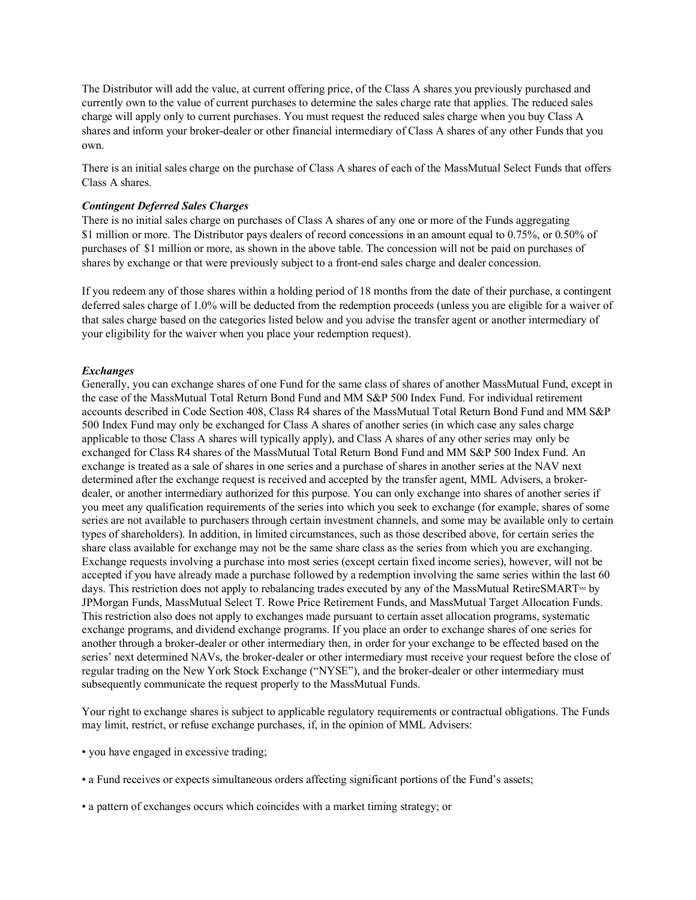The Distributor will add the value, at current offering price, of the Class A shares you previously purchased and currently own to the value of current purchases to determine the sales charge rate that applies. The reduced sales charge will apply only to current purchases. You must request the reduced sales charge when you buy Class A shares and inform your broker-dealer or other financial intermediary of Class A shares of any other Funds that you own.

There is an initial sales charge on the purchase of Class A shares of each of the MassMutual Select Funds that offers Class A shares.

***Contingent Deferred Sales Charges***

There is no initial sales charge on purchases of Class A shares of any one or more of the Funds aggregating $1 million or more. The Distributor pays dealers of record concessions in an amount equal to 0.75%, or 0.50% of purchases of $1 million or more, as shown in the above table. The concession will not be paid on purchases of shares by exchange or that were previously subject to a front-end sales charge and dealer concession.

If you redeem any of those shares within a holding period of 18 months from the date of their purchase, a contingent deferred sales charge of 1.0% will be deducted from the redemption proceeds (unless you are eligible for a waiver of that sales charge based on the categories listed below and you advise the transfer agent or another intermediary of your eligibility for the waiver when you place your redemption request).

***Exchanges***

Generally, you can exchange shares of one Fund for the same class of shares of another MassMutual Fund, except in the case of the MassMutual Total Return Bond Fund and MM S&P 500 Index Fund. For individual retirement accounts described in Code Section 408, Class R4 shares of the MassMutual Total Return Bond Fund and MM S&P 500 Index Fund may only be exchanged for Class A shares of another series (in which case any sales charge applicable to those Class A shares will typically apply), and Class A shares of any other series may only be exchanged for Class R4 shares of the MassMutual Total Return Bond Fund and MM S&P 500 Index Fund. An exchange is treated as a sale of shares in one series and a purchase of shares in another series at the NAV next determined after the exchange request is received and accepted by the transfer agent, MML Advisers, a broker-dealer, or another intermediary authorized for this purpose. You can only exchange into shares of another series if you meet any qualification requirements of the series into which you seek to exchange (for example, shares of some series are not available to purchasers through certain investment channels, and some may be available only to certain types of shareholders). In addition, in limited circumstances, such as those described above, for certain series the share class available for exchange may not be the same share class as the series from which you are exchanging. Exchange requests involving a purchase into most series (except certain fixed income series), however, will not be accepted if you have already made a purchase followed by a redemption involving the same series within the last 60 days. This restriction does not apply to rebalancing trades executed by any of the MassMutual RetireSMART℠ by JPMorgan Funds, MassMutual Select T. Rowe Price Retirement Funds, and MassMutual Target Allocation Funds. This restriction also does not apply to exchanges made pursuant to certain asset allocation programs, systematic exchange programs, and dividend exchange programs. If you place an order to exchange shares of one series for another through a broker-dealer or other intermediary then, in order for your exchange to be effected based on the series' next determined NAVs, the broker-dealer or other intermediary must receive your request before the close of regular trading on the New York Stock Exchange ("NYSE"), and the broker-dealer or other intermediary must subsequently communicate the request properly to the MassMutual Funds.

Your right to exchange shares is subject to applicable regulatory requirements or contractual obligations. The Funds may limit, restrict, or refuse exchange purchases, if, in the opinion of MML Advisers:

- you have engaged in excessive trading;
- a Fund receives or expects simultaneous orders affecting significant portions of the Fund's assets;
- a pattern of exchanges occurs which coincides with a market timing strategy; or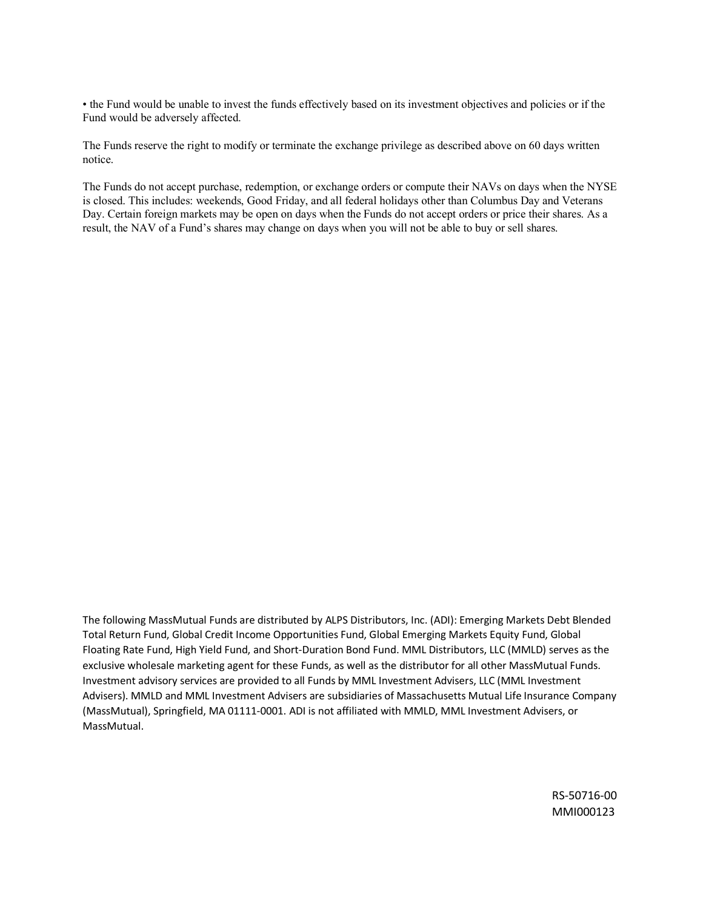- the Fund would be unable to invest the funds effectively based on its investment objectives and policies or if the Fund would be adversely affected.

The Funds reserve the right to modify or terminate the exchange privilege as described above on 60 days written notice.

The Funds do not accept purchase, redemption, or exchange orders or compute their NAVs on days when the NYSE is closed. This includes: weekends, Good Friday, and all federal holidays other than Columbus Day and Veterans Day. Certain foreign markets may be open on days when the Funds do not accept orders or price their shares. As a result, the NAV of a Fund's shares may change on days when you will not be able to buy or sell shares.

The following MassMutual Funds are distributed by ALPS Distributors, Inc. (ADI): Emerging Markets Debt Blended Total Return Fund, Global Credit Income Opportunities Fund, Global Emerging Markets Equity Fund, Global Floating Rate Fund, High Yield Fund, and Short-Duration Bond Fund. MML Distributors, LLC (MMLD) serves as the exclusive wholesale marketing agent for these Funds, as well as the distributor for all other MassMutual Funds. Investment advisory services are provided to all Funds by MML Investment Advisers, LLC (MML Investment Advisers). MMLD and MML Investment Advisers are subsidiaries of Massachusetts Mutual Life Insurance Company (MassMutual), Springfield, MA 01111-0001. ADI is not affiliated with MMLD, MML Investment Advisers, or MassMutual.

RS-50716-00
MMI000123